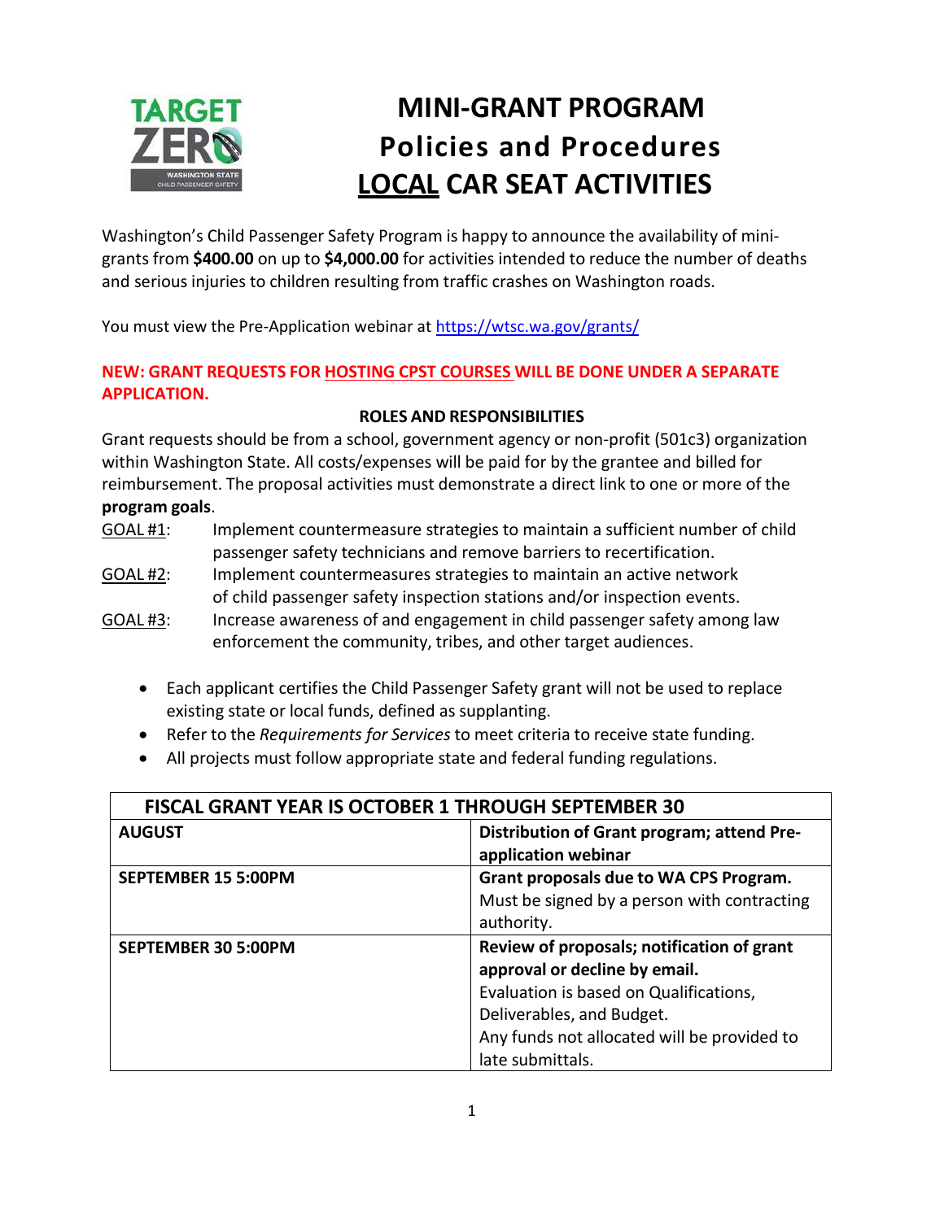# MINI-GRANT PROGRAM
## Policies and Procedures
## LOCAL CAR SEAT ACTIVITIES

Washington's Child Passenger Safety Program is happy to announce the availability of mini-grants from **$400.00** on up to **$4,000.00** for activities intended to reduce the number of deaths and serious injuries to children resulting from traffic crashes on Washington roads.

You must view the Pre-Application webinar at https://wtsc.wa.gov/grants/

**NEW: GRANT REQUESTS FOR HOSTING CPST COURSES WILL BE DONE UNDER A SEPARATE APPLICATION.**

### ROLES AND RESPONSIBILITIES

Grant requests should be from a school, government agency or non-profit (501c3) organization within Washington State. All costs/expenses will be paid for by the grantee and billed for reimbursement. The proposal activities must demonstrate a direct link to one or more of the **program goals**.

GOAL #1: Implement countermeasure strategies to maintain a sufficient number of child passenger safety technicians and remove barriers to recertification.

GOAL #2: Implement countermeasures strategies to maintain an active network of child passenger safety inspection stations and/or inspection events.

GOAL #3: Increase awareness of and engagement in child passenger safety among law enforcement the community, tribes, and other target audiences.

- Each applicant certifies the Child Passenger Safety grant will not be used to replace existing state or local funds, defined as supplanting.
- Refer to the *Requirements for Services* to meet criteria to receive state funding.
- All projects must follow appropriate state and federal funding regulations.

| FISCAL GRANT YEAR IS OCTOBER 1 THROUGH SEPTEMBER 30 | |
|---|---|
| **AUGUST** | **Distribution of Grant program; attend Pre-application webinar** |
| **SEPTEMBER 15 5:00PM** | **Grant proposals due to WA CPS Program.** Must be signed by a person with contracting authority. |
| **SEPTEMBER 30 5:00PM** | **Review of proposals; notification of grant approval or decline by email.** Evaluation is based on Qualifications, Deliverables, and Budget. Any funds not allocated will be provided to late submittals. |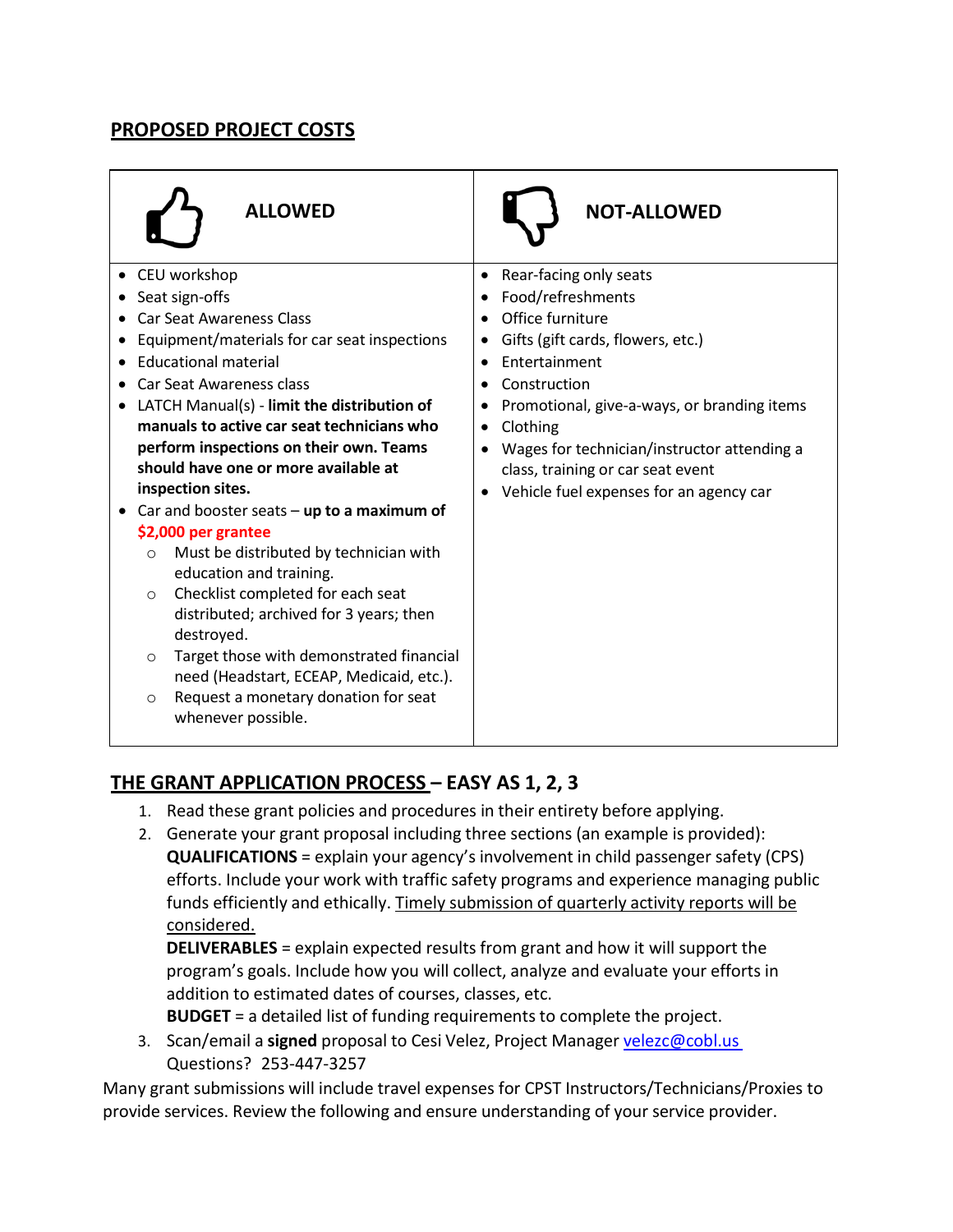## PROPOSED PROJECT COSTS

| ALLOWED | NOT-ALLOWED |
|---|---|
| • CEU workshop<br>• Seat sign-offs<br>• Car Seat Awareness Class<br>• Equipment/materials for car seat inspections<br>• Educational material<br>• Car Seat Awareness class<br>• LATCH Manual(s) - **limit the distribution of manuals to active car seat technicians who perform inspections on their own. Teams should have one or more available at inspection sites.**<br>• Car and booster seats – **up to a maximum of $2,000 per grantee**<br>&nbsp;&nbsp;&nbsp;&nbsp;○ Must be distributed by technician with education and training.<br>&nbsp;&nbsp;&nbsp;&nbsp;○ Checklist completed for each seat distributed; archived for 3 years; then destroyed.<br>&nbsp;&nbsp;&nbsp;&nbsp;○ Target those with demonstrated financial need (Headstart, ECEAP, Medicaid, etc.).<br>&nbsp;&nbsp;&nbsp;&nbsp;○ Request a monetary donation for seat whenever possible. | • Rear-facing only seats<br>• Food/refreshments<br>• Office furniture<br>• Gifts (gift cards, flowers, etc.)<br>• Entertainment<br>• Construction<br>• Promotional, give-a-ways, or branding items<br>• Clothing<br>• Wages for technician/instructor attending a class, training or car seat event<br>• Vehicle fuel expenses for an agency car |

## THE GRANT APPLICATION PROCESS – EASY AS 1, 2, 3

1. Read these grant policies and procedures in their entirety before applying.
2. Generate your grant proposal including three sections (an example is provided):
   **QUALIFICATIONS** = explain your agency's involvement in child passenger safety (CPS) efforts. Include your work with traffic safety programs and experience managing public funds efficiently and ethically. Timely submission of quarterly activity reports will be considered.
   **DELIVERABLES** = explain expected results from grant and how it will support the program's goals. Include how you will collect, analyze and evaluate your efforts in addition to estimated dates of courses, classes, etc.
   **BUDGET** = a detailed list of funding requirements to complete the project.
3. Scan/email a **signed** proposal to Cesi Velez, Project Manager velezc@cobl.us
   Questions? 253-447-3257

Many grant submissions will include travel expenses for CPST Instructors/Technicians/Proxies to provide services. Review the following and ensure understanding of your service provider.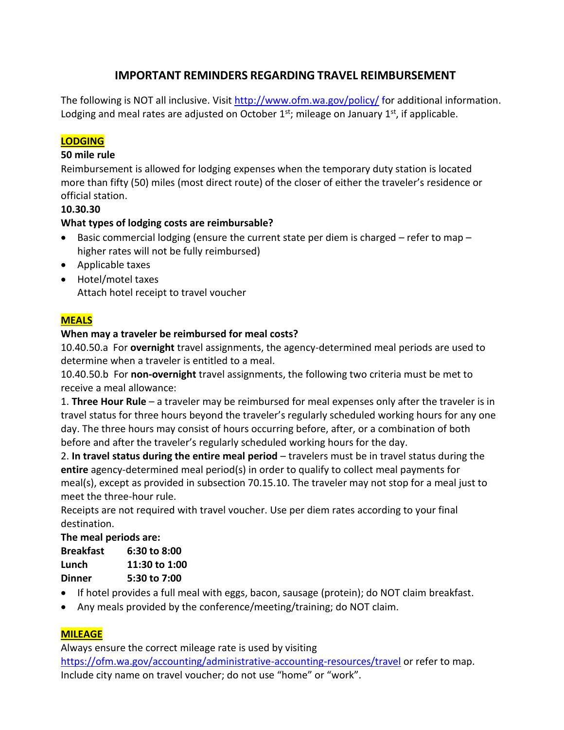# IMPORTANT REMINDERS REGARDING TRAVEL REIMBURSEMENT

The following is NOT all inclusive. Visit [http://www.ofm.wa.gov/policy/](http://www.ofm.wa.gov/policy/) for additional information. Lodging and meal rates are adjusted on October 1st; mileage on January 1st, if applicable.

## LODGING

**50 mile rule**

Reimbursement is allowed for lodging expenses when the temporary duty station is located more than fifty (50) miles (most direct route) of the closer of either the traveler's residence or official station.

**10.30.30**

**What types of lodging costs are reimbursable?**

- Basic commercial lodging (ensure the current state per diem is charged – refer to map – higher rates will not be fully reimbursed)
- Applicable taxes
- Hotel/motel taxes
  Attach hotel receipt to travel voucher

## MEALS

**When may a traveler be reimbursed for meal costs?**

10.40.50.a For **overnight** travel assignments, the agency-determined meal periods are used to determine when a traveler is entitled to a meal.

10.40.50.b For **non-overnight** travel assignments, the following two criteria must be met to receive a meal allowance:

1. **Three Hour Rule** – a traveler may be reimbursed for meal expenses only after the traveler is in travel status for three hours beyond the traveler's regularly scheduled working hours for any one day. The three hours may consist of hours occurring before, after, or a combination of both before and after the traveler's regularly scheduled working hours for the day.
2. **In travel status during the entire meal period** – travelers must be in travel status during the **entire** agency-determined meal period(s) in order to qualify to collect meal payments for meal(s), except as provided in subsection 70.15.10. The traveler may not stop for a meal just to meet the three-hour rule.

Receipts are not required with travel voucher. Use per diem rates according to your final destination.

**The meal periods are:**

| | |
|---|---|
| **Breakfast** | **6:30 to 8:00** |
| **Lunch** | **11:30 to 1:00** |
| **Dinner** | **5:30 to 7:00** |

- If hotel provides a full meal with eggs, bacon, sausage (protein); do NOT claim breakfast.
- Any meals provided by the conference/meeting/training; do NOT claim.

## MILEAGE

Always ensure the correct mileage rate is used by visiting [https://ofm.wa.gov/accounting/administrative-accounting-resources/travel](https://ofm.wa.gov/accounting/administrative-accounting-resources/travel) or refer to map. Include city name on travel voucher; do not use "home" or "work".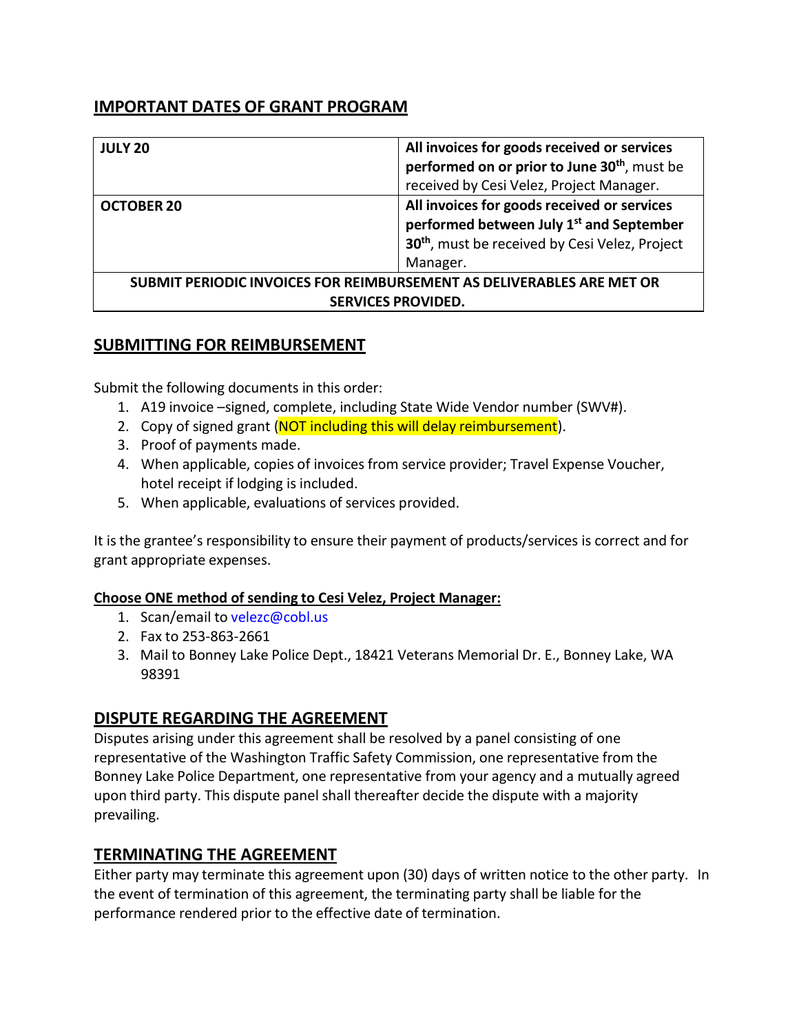## IMPORTANT DATES OF GRANT PROGRAM

| | |
|---|---|
| **JULY 20** | **All invoices for goods received or services performed on or prior to June 30th**, must be received by Cesi Velez, Project Manager. |
| **OCTOBER 20** | **All invoices for goods received or services performed between July 1st and September 30th**, must be received by Cesi Velez, Project Manager. |
| **SUBMIT PERIODIC INVOICES FOR REIMBURSEMENT AS DELIVERABLES ARE MET OR SERVICES PROVIDED.** | |

## SUBMITTING FOR REIMBURSEMENT

Submit the following documents in this order:

1. A19 invoice –signed, complete, including State Wide Vendor number (SWV#).
2. Copy of signed grant (NOT including this will delay reimbursement).
3. Proof of payments made.
4. When applicable, copies of invoices from service provider; Travel Expense Voucher, hotel receipt if lodging is included.
5. When applicable, evaluations of services provided.

It is the grantee's responsibility to ensure their payment of products/services is correct and for grant appropriate expenses.

**Choose ONE method of sending to Cesi Velez, Project Manager:**

1. Scan/email to velezc@cobl.us
2. Fax to 253-863-2661
3. Mail to Bonney Lake Police Dept., 18421 Veterans Memorial Dr. E., Bonney Lake, WA 98391

## DISPUTE REGARDING THE AGREEMENT

Disputes arising under this agreement shall be resolved by a panel consisting of one representative of the Washington Traffic Safety Commission, one representative from the Bonney Lake Police Department, one representative from your agency and a mutually agreed upon third party. This dispute panel shall thereafter decide the dispute with a majority prevailing.

## TERMINATING THE AGREEMENT

Either party may terminate this agreement upon (30) days of written notice to the other party. In the event of termination of this agreement, the terminating party shall be liable for the performance rendered prior to the effective date of termination.